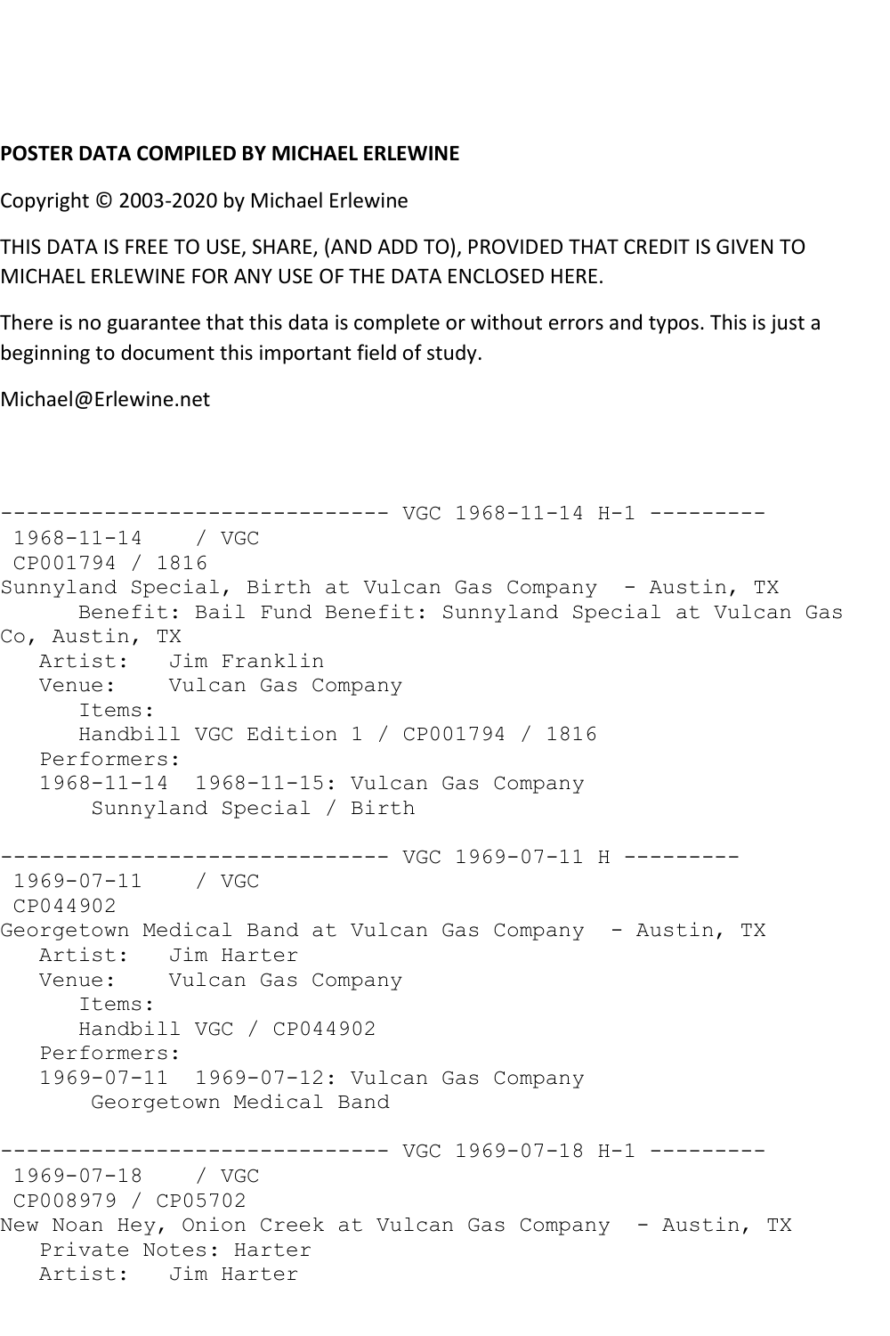**POSTER DATA COMPILED BY MICHAEL ERLEWINE**

Copyright © 2003-2020 by Michael Erlewine

THIS DATA IS FREE TO USE, SHARE, (AND ADD TO), PROVIDED THAT CREDIT IS GIVEN TO MICHAEL ERLEWINE FOR ANY USE OF THE DATA ENCLOSED HERE.

There is no guarantee that this data is complete or without errors and typos. This is just a beginning to document this important field of study.

Michael@Erlewine.net

```
------------------------------ VGC 1968-11-14 H-1 ---------
 1968-11-14    / VGC
 CP001794 / 1816
Sunnyland Special, Birth at Vulcan Gas Company  - Austin, TX
      Benefit: Bail Fund Benefit: Sunnyland Special at Vulcan Gas
Co, Austin, TX
   Artist:   Jim Franklin
   Venue:    Vulcan Gas Company
      Items:
      Handbill VGC Edition 1 / CP001794 / 1816
   Performers:
   1968-11-14  1968-11-15: Vulcan Gas Company
       Sunnyland Special / Birth

------------------------------ VGC 1969-07-11 H ---------
 1969-07-11    / VGC
 CP044902
Georgetown Medical Band at Vulcan Gas Company  - Austin, TX
   Artist:   Jim Harter
   Venue:    Vulcan Gas Company
      Items:
      Handbill VGC / CP044902
   Performers:
   1969-07-11  1969-07-12: Vulcan Gas Company
       Georgetown Medical Band

------------------------------ VGC 1969-07-18 H-1 ---------
 1969-07-18    / VGC
 CP008979 / CP05702
New Noan Hey, Onion Creek at Vulcan Gas Company  - Austin, TX
   Private Notes: Harter
   Artist:   Jim Harter
```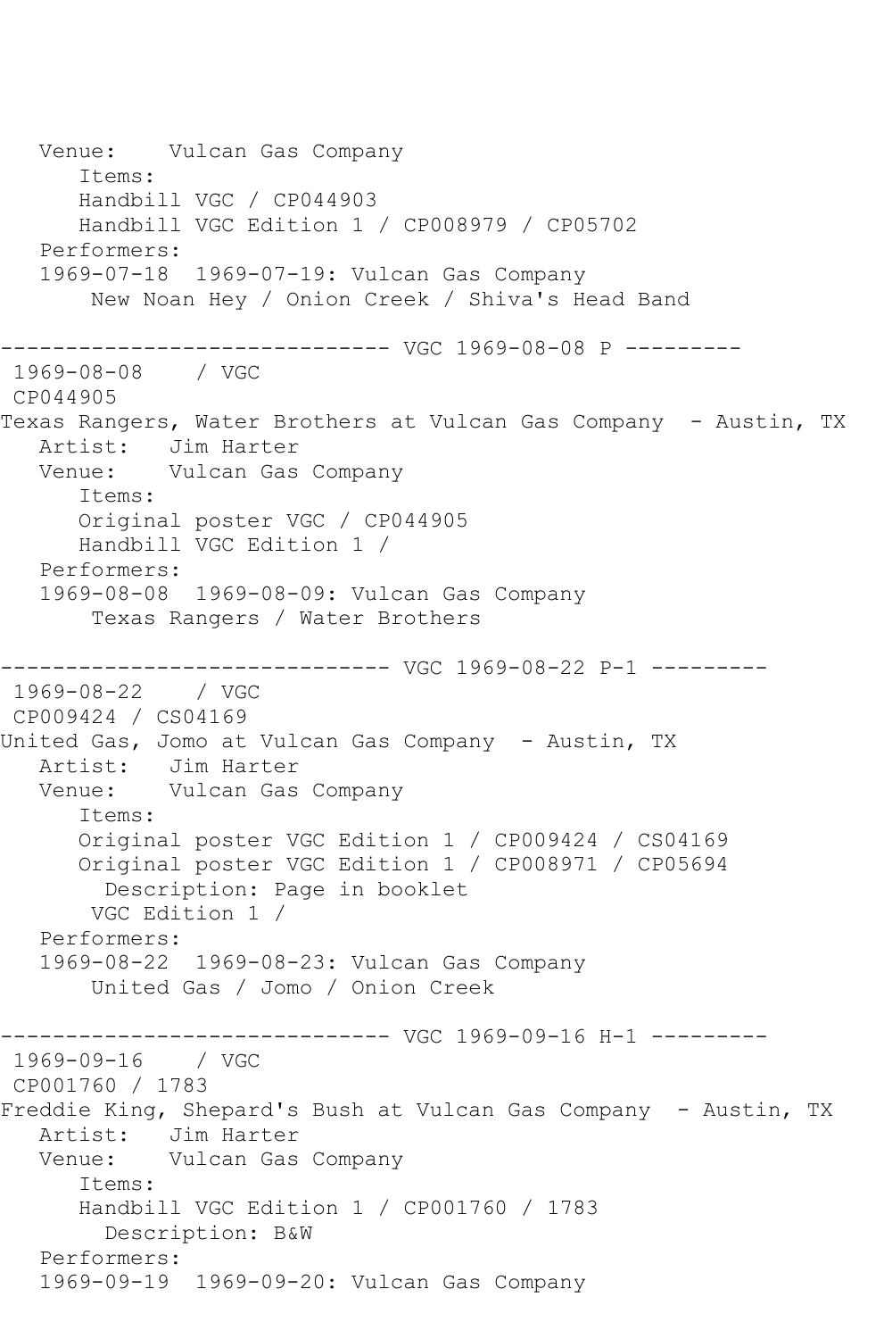```
   Venue:    Vulcan Gas Company
      Items:
      Handbill VGC / CP044903
      Handbill VGC Edition 1 / CP008979 / CP05702
   Performers:
   1969-07-18  1969-07-19: Vulcan Gas Company
       New Noan Hey / Onion Creek / Shiva's Head Band

------------------------------ VGC 1969-08-08 P ---------
 1969-08-08    / VGC
 CP044905
Texas Rangers, Water Brothers at Vulcan Gas Company  - Austin, TX
   Artist:   Jim Harter
   Venue:    Vulcan Gas Company
      Items:
      Original poster VGC / CP044905
      Handbill VGC Edition 1 /
   Performers:
   1969-08-08  1969-08-09: Vulcan Gas Company
       Texas Rangers / Water Brothers

------------------------------ VGC 1969-08-22 P-1 ---------
 1969-08-22    / VGC
 CP009424 / CS04169
United Gas, Jomo at Vulcan Gas Company  - Austin, TX
   Artist:   Jim Harter
   Venue:    Vulcan Gas Company
      Items:
      Original poster VGC Edition 1 / CP009424 / CS04169
      Original poster VGC Edition 1 / CP008971 / CP05694
        Description: Page in booklet
       VGC Edition 1 /
   Performers:
   1969-08-22  1969-08-23: Vulcan Gas Company
       United Gas / Jomo / Onion Creek

------------------------------ VGC 1969-09-16 H-1 ---------
 1969-09-16    / VGC
 CP001760 / 1783
Freddie King, Shepard's Bush at Vulcan Gas Company  - Austin, TX
   Artist:   Jim Harter
   Venue:    Vulcan Gas Company
      Items:
      Handbill VGC Edition 1 / CP001760 / 1783
        Description: B&W
   Performers:
   1969-09-19  1969-09-20: Vulcan Gas Company
```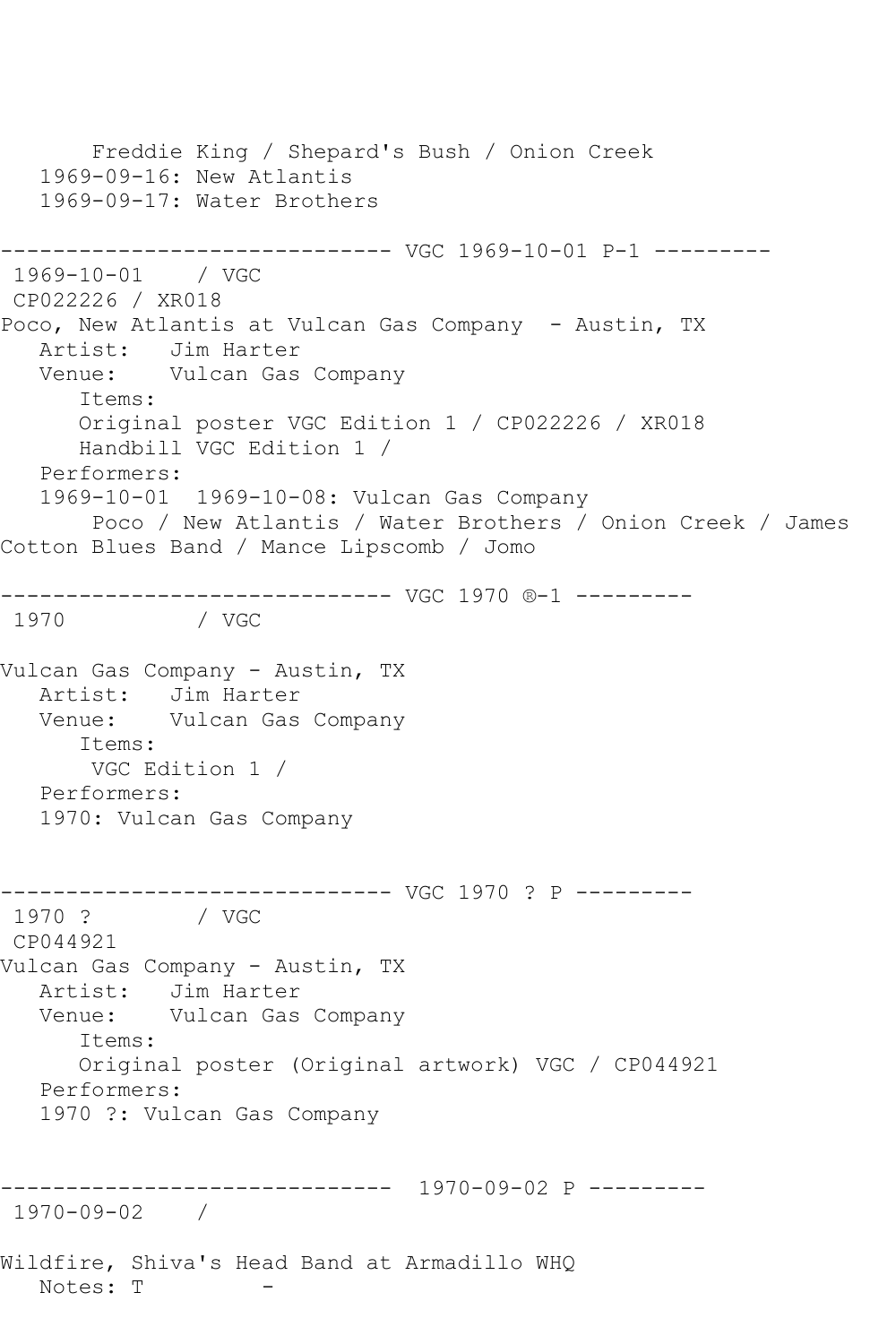Freddie King / Shepard's Bush / Onion Creek
1969-09-16: New Atlantis
1969-09-17: Water Brothers

------------------------------ VGC 1969-10-01 P-1 ---------
1969-10-01 / VGC
CP022226 / XR018
Poco, New Atlantis at Vulcan Gas Company - Austin, TX
Artist: Jim Harter
Venue: Vulcan Gas Company
Items:
Original poster VGC Edition 1 / CP022226 / XR018
Handbill VGC Edition 1 /
Performers:
1969-10-01 1969-10-08: Vulcan Gas Company
Poco / New Atlantis / Water Brothers / Onion Creek / James Cotton Blues Band / Mance Lipscomb / Jomo

------------------------------ VGC 1970 ®-1 ---------
1970 / VGC

Vulcan Gas Company - Austin, TX
Artist: Jim Harter
Venue: Vulcan Gas Company
Items:
VGC Edition 1 /
Performers:
1970: Vulcan Gas Company

------------------------------ VGC 1970 ? P ---------
1970 ? / VGC
CP044921
Vulcan Gas Company - Austin, TX
Artist: Jim Harter
Venue: Vulcan Gas Company
Items:
Original poster (Original artwork) VGC / CP044921
Performers:
1970 ?: Vulcan Gas Company

------------------------------ 1970-09-02 P ---------
1970-09-02 /

Wildfire, Shiva's Head Band at Armadillo WHQ
Notes: T -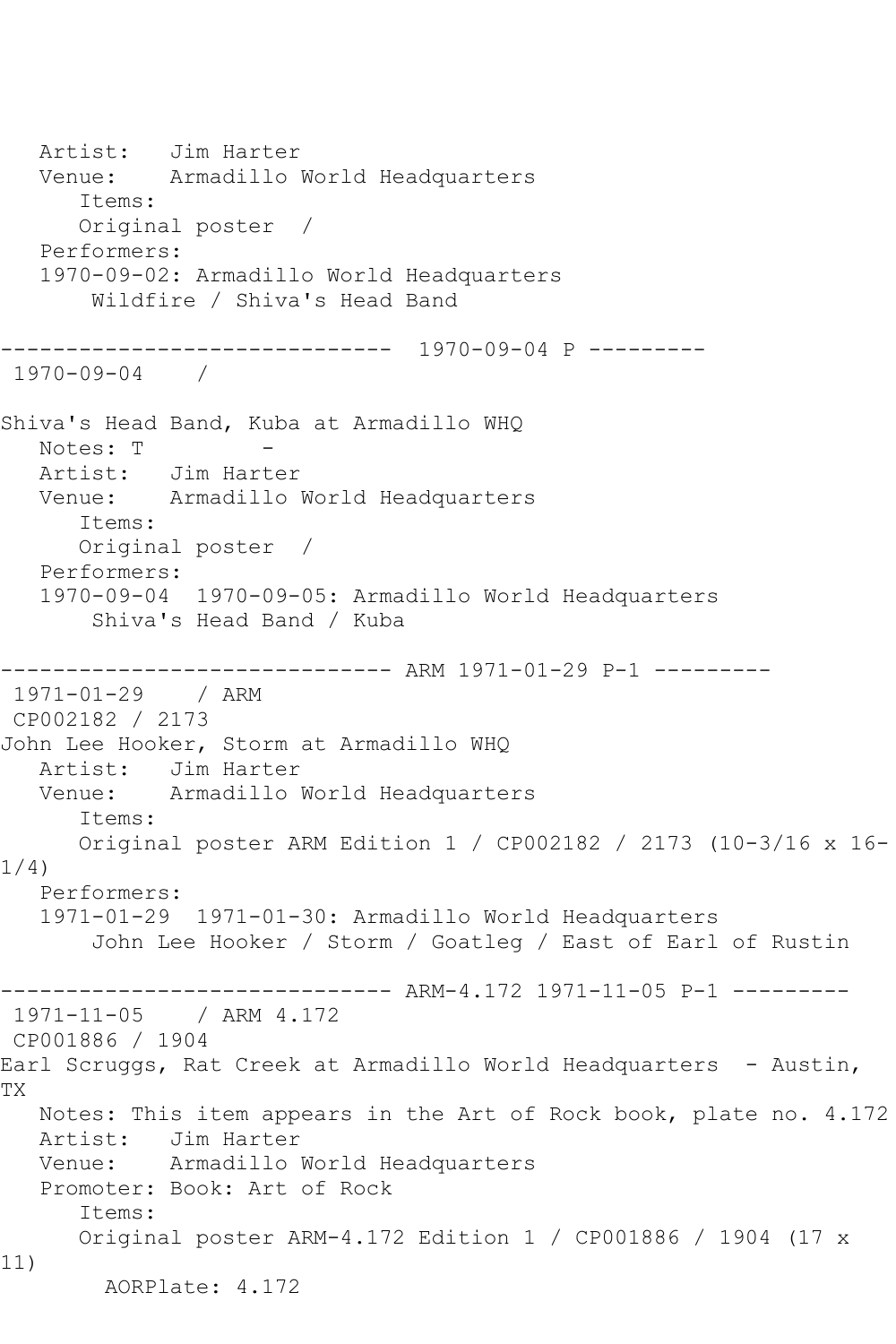Artist: Jim Harter
Venue: Armadillo World Headquarters
Items:
Original poster /
Performers:
1970-09-02: Armadillo World Headquarters
Wildfire / Shiva's Head Band

------------------------------ 1970-09-04 P ---------
1970-09-04 /

Shiva's Head Band, Kuba at Armadillo WHQ
Notes: T -
Artist: Jim Harter
Venue: Armadillo World Headquarters
Items:
Original poster /
Performers:
1970-09-04 1970-09-05: Armadillo World Headquarters
Shiva's Head Band / Kuba

------------------------------ ARM 1971-01-29 P-1 ---------
1971-01-29 / ARM
CP002182 / 2173
John Lee Hooker, Storm at Armadillo WHQ
Artist: Jim Harter
Venue: Armadillo World Headquarters
Items:
Original poster ARM Edition 1 / CP002182 / 2173 (10-3/16 x 16-1/4)
Performers:
1971-01-29 1971-01-30: Armadillo World Headquarters
John Lee Hooker / Storm / Goatleg / East of Earl of Rustin

------------------------------ ARM-4.172 1971-11-05 P-1 ---------
1971-11-05 / ARM 4.172
CP001886 / 1904
Earl Scruggs, Rat Creek at Armadillo World Headquarters - Austin, TX
Notes: This item appears in the Art of Rock book, plate no. 4.172
Artist: Jim Harter
Venue: Armadillo World Headquarters
Promoter: Book: Art of Rock
Items:
Original poster ARM-4.172 Edition 1 / CP001886 / 1904 (17 x 11)
AORPlate: 4.172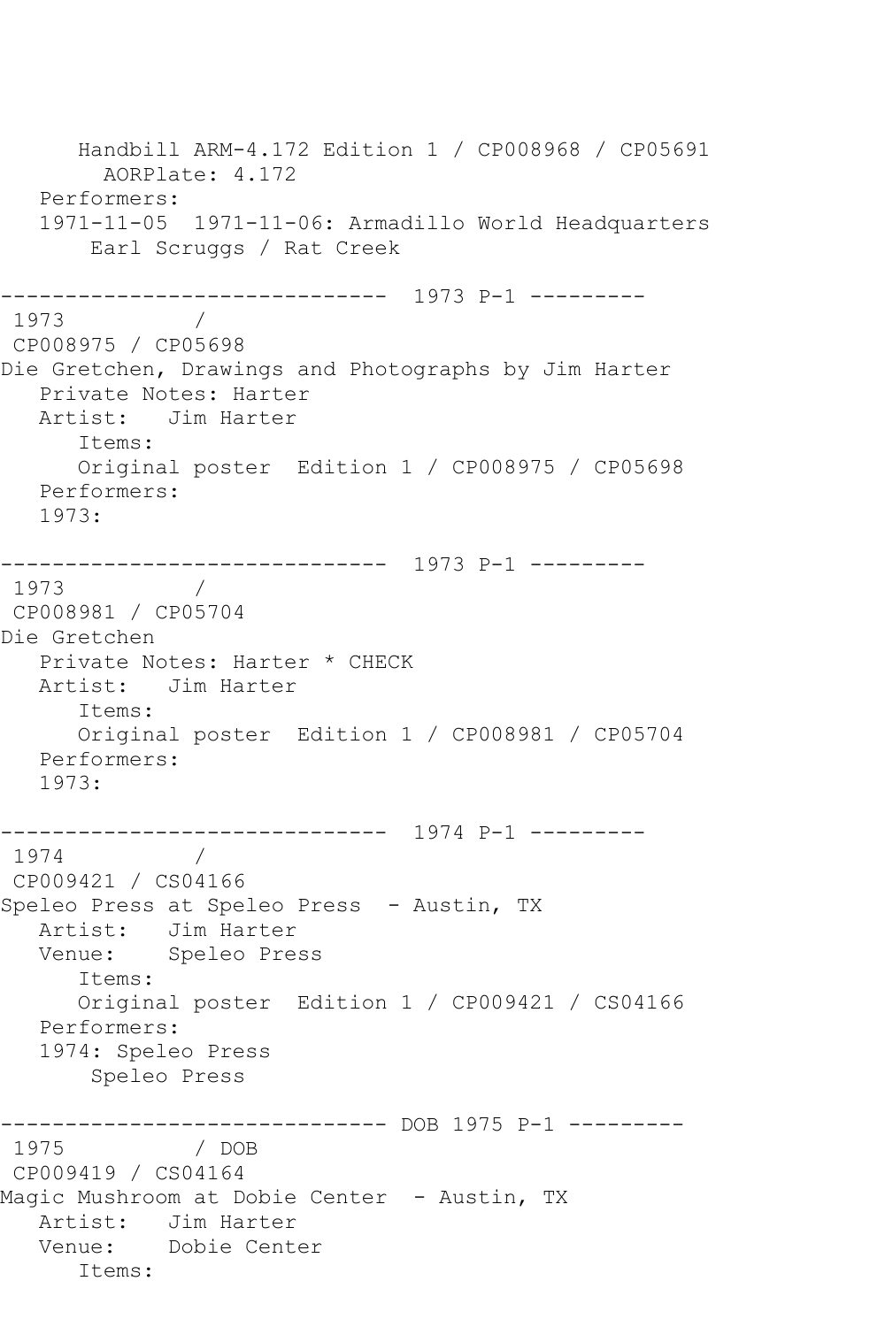```
      Handbill ARM-4.172 Edition 1 / CP008968 / CP05691
        AORPlate: 4.172
   Performers:
   1971-11-05  1971-11-06: Armadillo World Headquarters
       Earl Scruggs / Rat Creek

------------------------------  1973 P-1 ---------
 1973          /
 CP008975 / CP05698
Die Gretchen, Drawings and Photographs by Jim Harter
   Private Notes: Harter
   Artist:   Jim Harter
      Items:
      Original poster  Edition 1 / CP008975 / CP05698
   Performers:
   1973:

------------------------------  1973 P-1 ---------
 1973          /
 CP008981 / CP05704
Die Gretchen
   Private Notes: Harter * CHECK
   Artist:   Jim Harter
      Items:
      Original poster  Edition 1 / CP008981 / CP05704
   Performers:
   1973:

------------------------------  1974 P-1 ---------
 1974          /
 CP009421 / CS04166
Speleo Press at Speleo Press  - Austin, TX
   Artist:   Jim Harter
   Venue:    Speleo Press
      Items:
      Original poster  Edition 1 / CP009421 / CS04166
   Performers:
   1974: Speleo Press
       Speleo Press

------------------------------ DOB 1975 P-1 ---------
 1975          / DOB
 CP009419 / CS04164
Magic Mushroom at Dobie Center  - Austin, TX
   Artist:   Jim Harter
   Venue:    Dobie Center
      Items:
```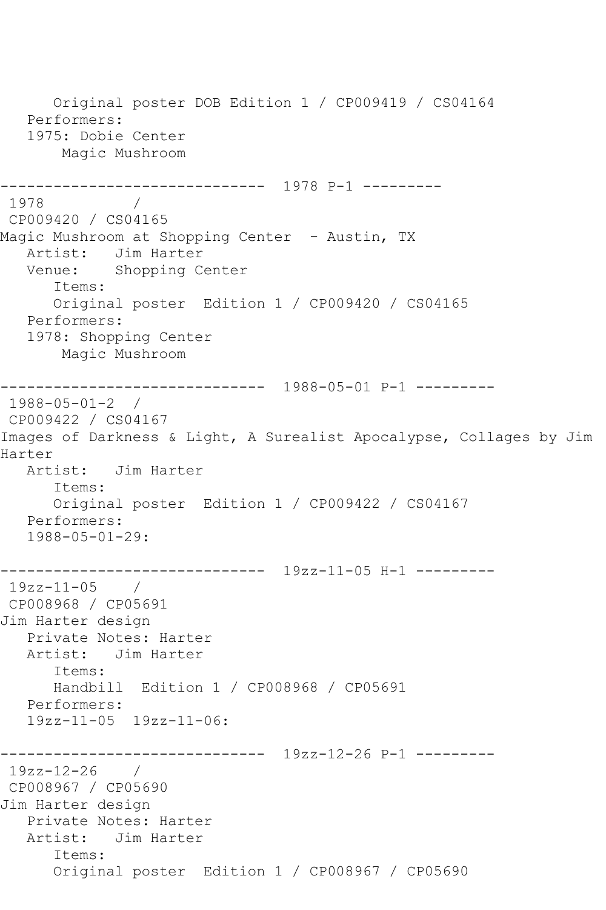Original poster DOB Edition 1 / CP009419 / CS04164
Performers:
1975: Dobie Center
Magic Mushroom

------------------------------ 1978 P-1 ---------

1978 /
CP009420 / CS04165
Magic Mushroom at Shopping Center - Austin, TX
Artist: Jim Harter
Venue: Shopping Center
Items:
Original poster Edition 1 / CP009420 / CS04165
Performers:
1978: Shopping Center
Magic Mushroom

------------------------------ 1988-05-01 P-1 ---------

1988-05-01-2 /
CP009422 / CS04167
Images of Darkness & Light, A Surealist Apocalypse, Collages by Jim Harter
Artist: Jim Harter
Items:
Original poster Edition 1 / CP009422 / CS04167
Performers:
1988-05-01-29:

------------------------------ 19zz-11-05 H-1 ---------

19zz-11-05 /
CP008968 / CP05691
Jim Harter design
Private Notes: Harter
Artist: Jim Harter
Items:
Handbill Edition 1 / CP008968 / CP05691
Performers:
19zz-11-05 19zz-11-06:

------------------------------ 19zz-12-26 P-1 ---------

19zz-12-26 /
CP008967 / CP05690
Jim Harter design
Private Notes: Harter
Artist: Jim Harter
Items:
Original poster Edition 1 / CP008967 / CP05690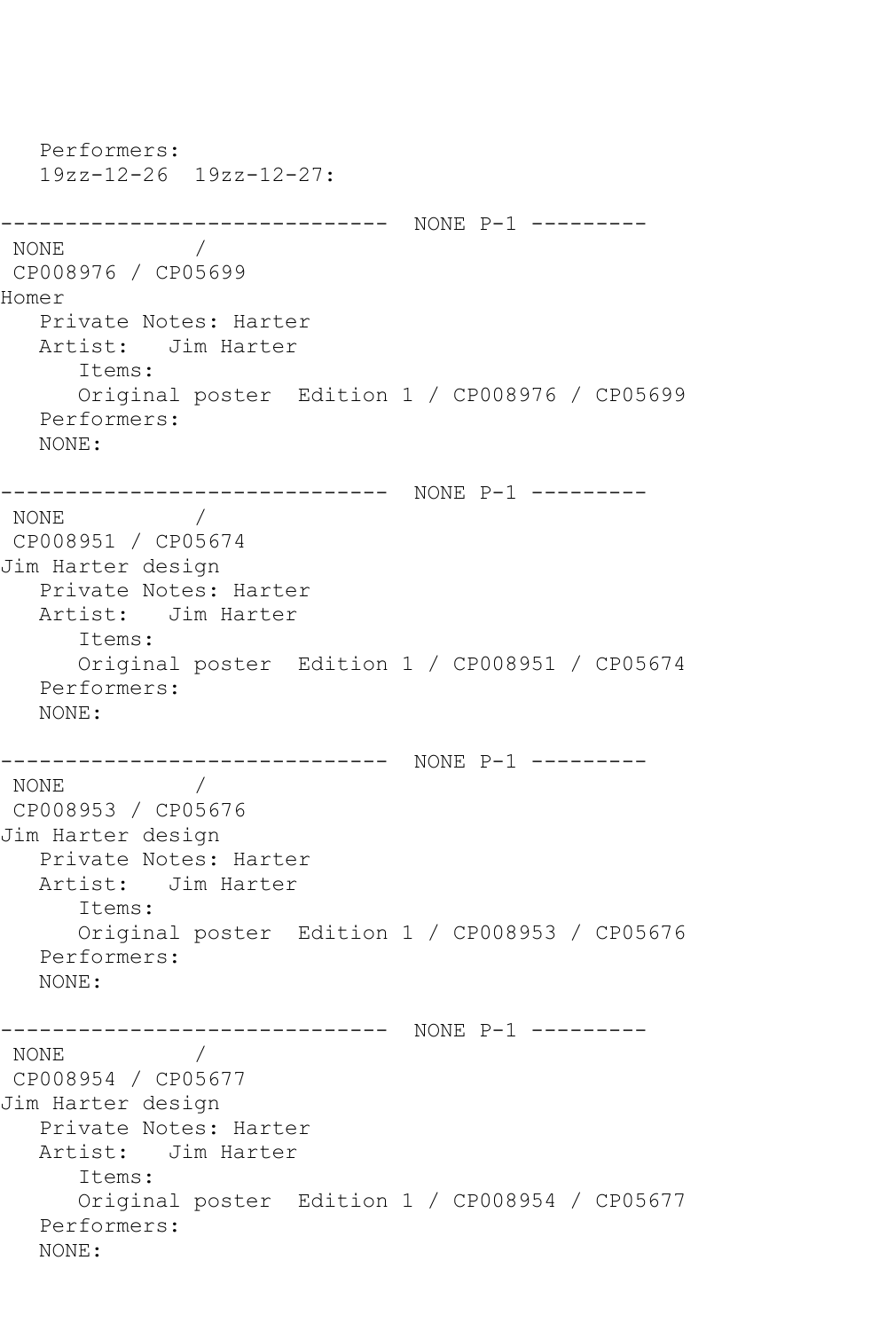```
   Performers:
   19zz-12-26  19zz-12-27:

------------------------------  NONE P-1 ---------
 NONE          /
 CP008976 / CP05699
Homer
   Private Notes: Harter
   Artist:   Jim Harter
      Items:
      Original poster  Edition 1 / CP008976 / CP05699
   Performers:
   NONE:

------------------------------  NONE P-1 ---------
 NONE          /
 CP008951 / CP05674
Jim Harter design
   Private Notes: Harter
   Artist:   Jim Harter
      Items:
      Original poster  Edition 1 / CP008951 / CP05674
   Performers:
   NONE:

------------------------------  NONE P-1 ---------
 NONE          /
 CP008953 / CP05676
Jim Harter design
   Private Notes: Harter
   Artist:   Jim Harter
      Items:
      Original poster  Edition 1 / CP008953 / CP05676
   Performers:
   NONE:

------------------------------  NONE P-1 ---------
 NONE          /
 CP008954 / CP05677
Jim Harter design
   Private Notes: Harter
   Artist:   Jim Harter
      Items:
      Original poster  Edition 1 / CP008954 / CP05677
   Performers:
   NONE:
```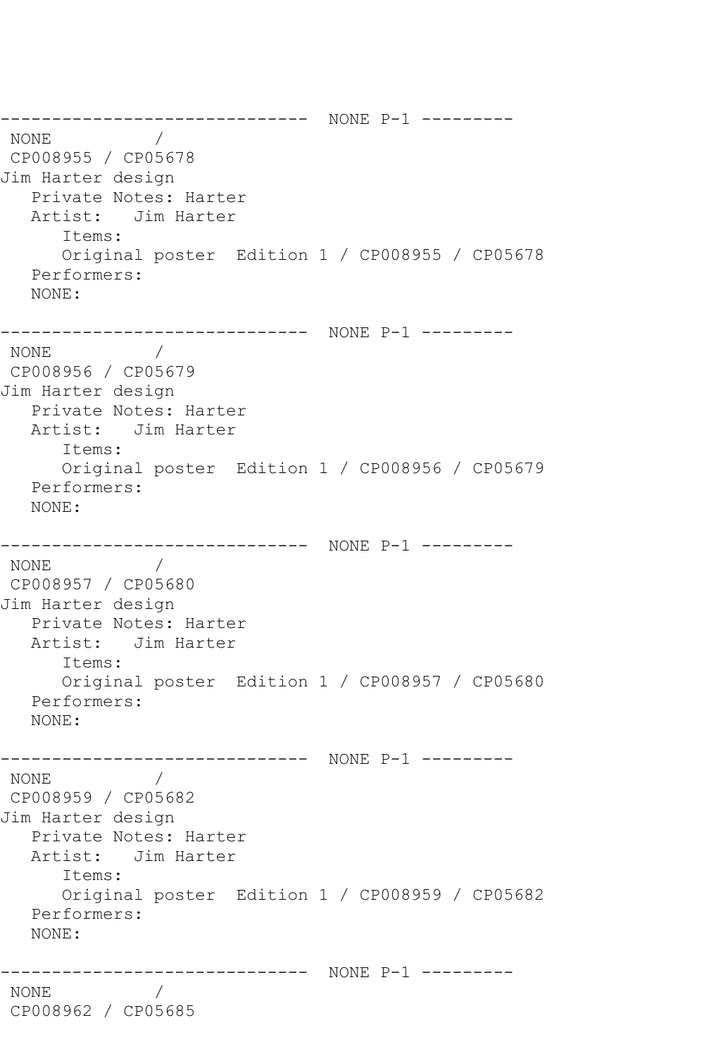```
------------------------------  NONE P-1 ---------
 NONE          /
 CP008955 / CP05678
Jim Harter design
   Private Notes: Harter
   Artist:   Jim Harter
      Items:
      Original poster  Edition 1 / CP008955 / CP05678
   Performers:
   NONE:

------------------------------  NONE P-1 ---------
 NONE          /
 CP008956 / CP05679
Jim Harter design
   Private Notes: Harter
   Artist:   Jim Harter
      Items:
      Original poster  Edition 1 / CP008956 / CP05679
   Performers:
   NONE:

------------------------------  NONE P-1 ---------
 NONE          /
 CP008957 / CP05680
Jim Harter design
   Private Notes: Harter
   Artist:   Jim Harter
      Items:
      Original poster  Edition 1 / CP008957 / CP05680
   Performers:
   NONE:

------------------------------  NONE P-1 ---------
 NONE          /
 CP008959 / CP05682
Jim Harter design
   Private Notes: Harter
   Artist:   Jim Harter
      Items:
      Original poster  Edition 1 / CP008959 / CP05682
   Performers:
   NONE:

------------------------------  NONE P-1 ---------
 NONE          /
 CP008962 / CP05685
```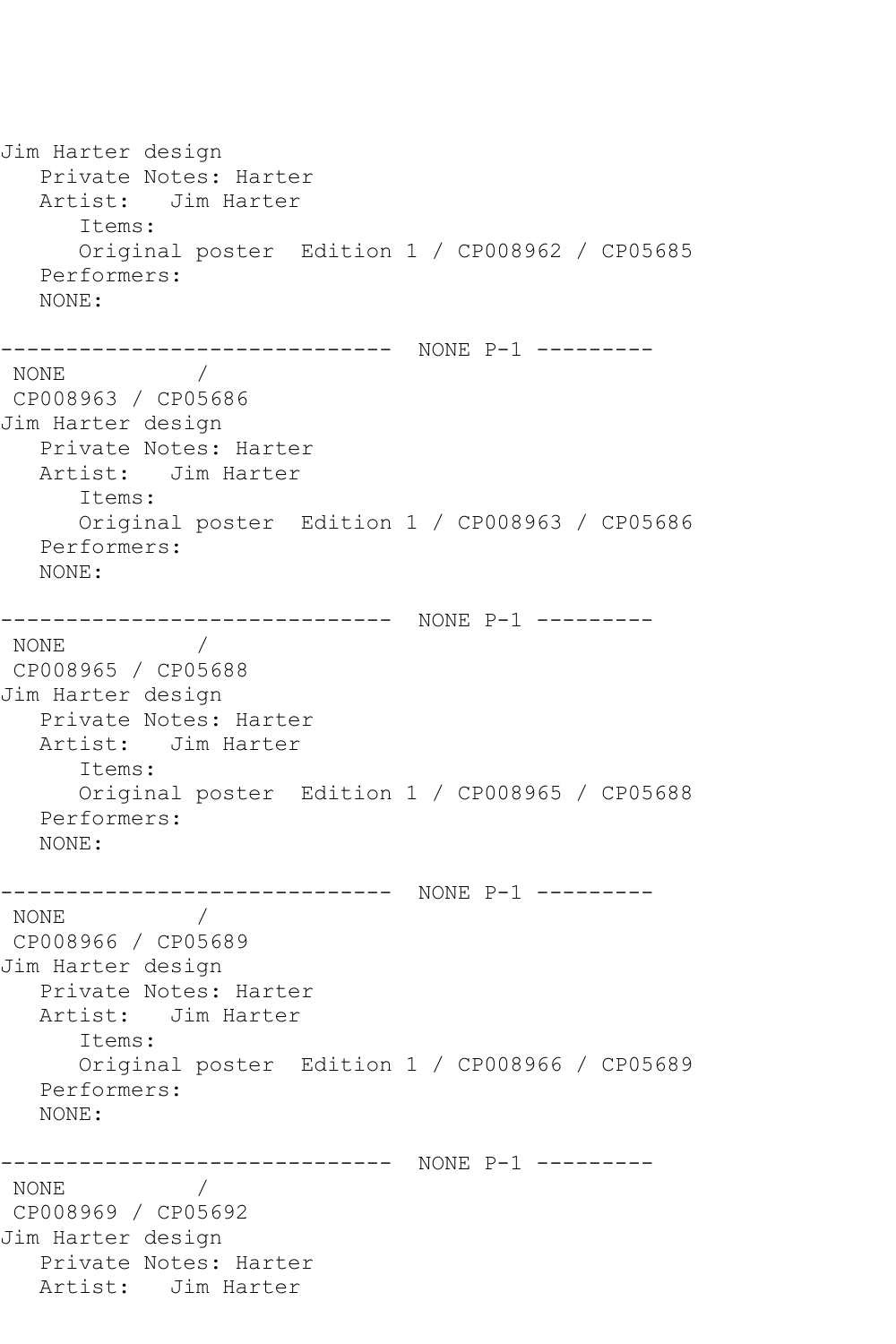```
Jim Harter design
   Private Notes: Harter
   Artist:   Jim Harter
      Items:
      Original poster  Edition 1 / CP008962 / CP05685
   Performers:
   NONE:

------------------------------  NONE P-1 ---------
 NONE           /
 CP008963 / CP05686
Jim Harter design
   Private Notes: Harter
   Artist:   Jim Harter
      Items:
      Original poster  Edition 1 / CP008963 / CP05686
   Performers:
   NONE:

------------------------------  NONE P-1 ---------
 NONE           /
 CP008965 / CP05688
Jim Harter design
   Private Notes: Harter
   Artist:   Jim Harter
      Items:
      Original poster  Edition 1 / CP008965 / CP05688
   Performers:
   NONE:

------------------------------  NONE P-1 ---------
 NONE           /
 CP008966 / CP05689
Jim Harter design
   Private Notes: Harter
   Artist:   Jim Harter
      Items:
      Original poster  Edition 1 / CP008966 / CP05689
   Performers:
   NONE:

------------------------------  NONE P-1 ---------
 NONE           /
 CP008969 / CP05692
Jim Harter design
   Private Notes: Harter
   Artist:   Jim Harter
```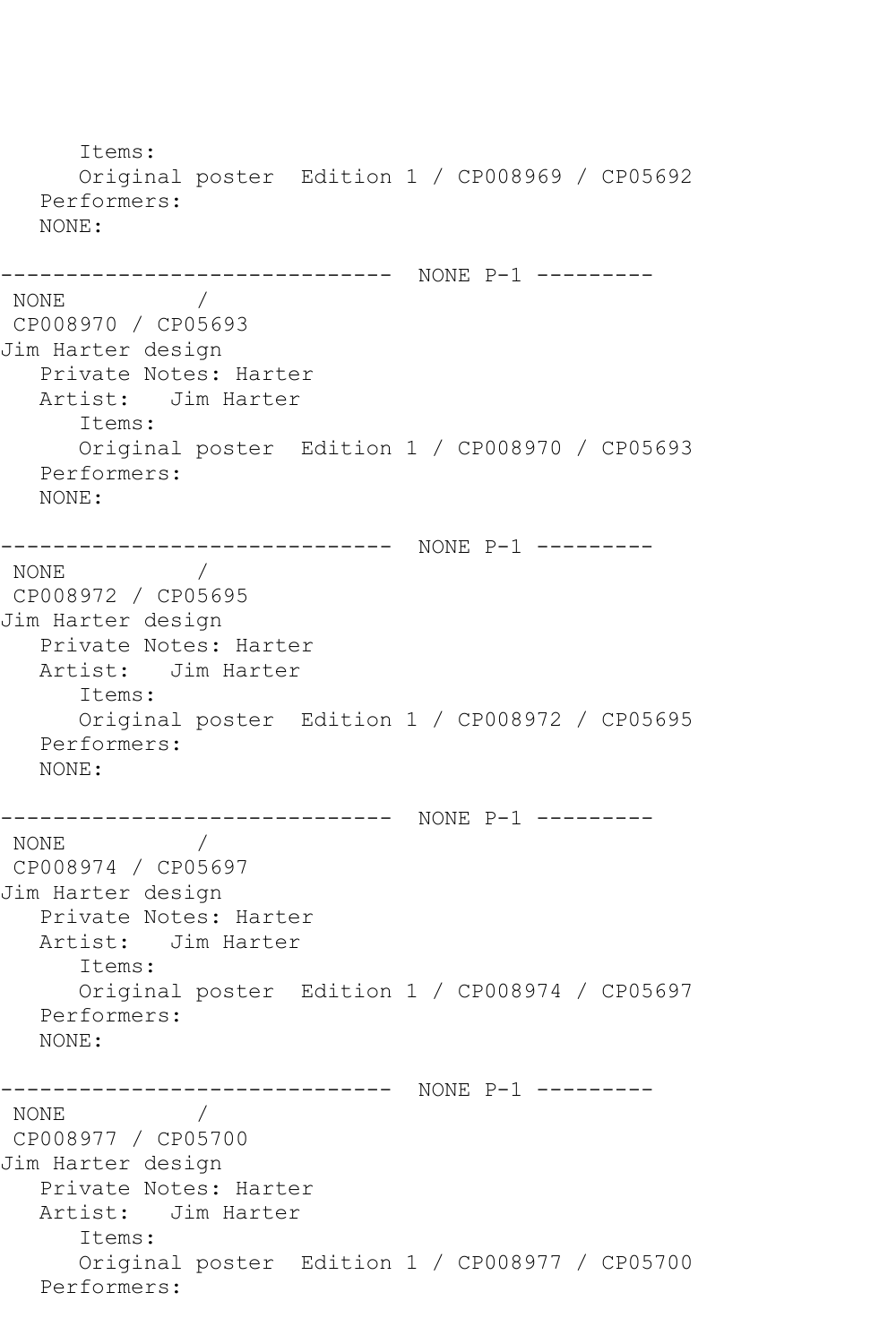```
      Items:
      Original poster  Edition 1 / CP008969 / CP05692
   Performers:
   NONE:

------------------------------  NONE P-1 ---------
 NONE          /
 CP008970 / CP05693
Jim Harter design
   Private Notes: Harter
   Artist:   Jim Harter
      Items:
      Original poster  Edition 1 / CP008970 / CP05693
   Performers:
   NONE:

------------------------------  NONE P-1 ---------
 NONE          /
 CP008972 / CP05695
Jim Harter design
   Private Notes: Harter
   Artist:   Jim Harter
      Items:
      Original poster  Edition 1 / CP008972 / CP05695
   Performers:
   NONE:

------------------------------  NONE P-1 ---------
 NONE          /
 CP008974 / CP05697
Jim Harter design
   Private Notes: Harter
   Artist:   Jim Harter
      Items:
      Original poster  Edition 1 / CP008974 / CP05697
   Performers:
   NONE:

------------------------------  NONE P-1 ---------
 NONE          /
 CP008977 / CP05700
Jim Harter design
   Private Notes: Harter
   Artist:   Jim Harter
      Items:
      Original poster  Edition 1 / CP008977 / CP05700
   Performers:
```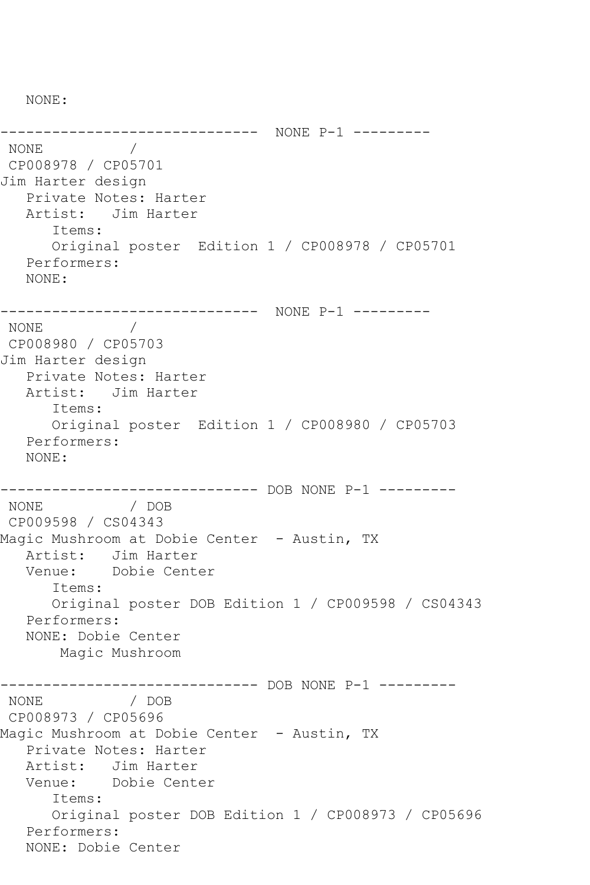NONE:

------------------------------ NONE P-1 ---------
NONE /
CP008978 / CP05701
Jim Harter design
Private Notes: Harter
Artist: Jim Harter
Items:
Original poster Edition 1 / CP008978 / CP05701
Performers:
NONE:

------------------------------ NONE P-1 ---------
NONE /
CP008980 / CP05703
Jim Harter design
Private Notes: Harter
Artist: Jim Harter
Items:
Original poster Edition 1 / CP008980 / CP05703
Performers:
NONE:

------------------------------ DOB NONE P-1 ---------
NONE / DOB
CP009598 / CS04343
Magic Mushroom at Dobie Center - Austin, TX
Artist: Jim Harter
Venue: Dobie Center
Items:
Original poster DOB Edition 1 / CP009598 / CS04343
Performers:
NONE: Dobie Center
Magic Mushroom

------------------------------ DOB NONE P-1 ---------
NONE / DOB
CP008973 / CP05696
Magic Mushroom at Dobie Center - Austin, TX
Private Notes: Harter
Artist: Jim Harter
Venue: Dobie Center
Items:
Original poster DOB Edition 1 / CP008973 / CP05696
Performers:
NONE: Dobie Center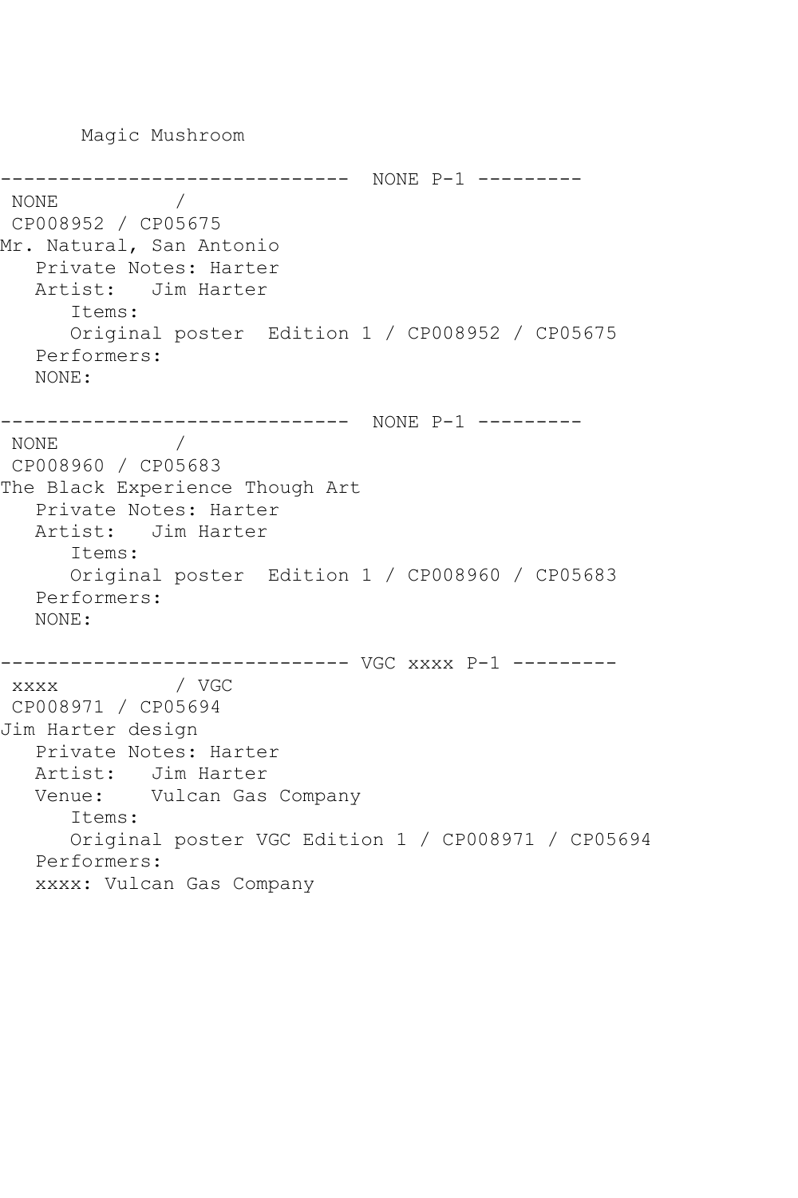Magic Mushroom

------------------------------ NONE P-1 ---------
NONE /
CP008952 / CP05675
Mr. Natural, San Antonio
Private Notes: Harter
Artist: Jim Harter
Items:
Original poster Edition 1 / CP008952 / CP05675
Performers:
NONE:

------------------------------ NONE P-1 ---------
NONE /
CP008960 / CP05683
The Black Experience Though Art
Private Notes: Harter
Artist: Jim Harter
Items:
Original poster Edition 1 / CP008960 / CP05683
Performers:
NONE:

------------------------------ VGC xxxx P-1 ---------
xxxx / VGC
CP008971 / CP05694
Jim Harter design
Private Notes: Harter
Artist: Jim Harter
Venue: Vulcan Gas Company
Items:
Original poster VGC Edition 1 / CP008971 / CP05694
Performers:
xxxx: Vulcan Gas Company